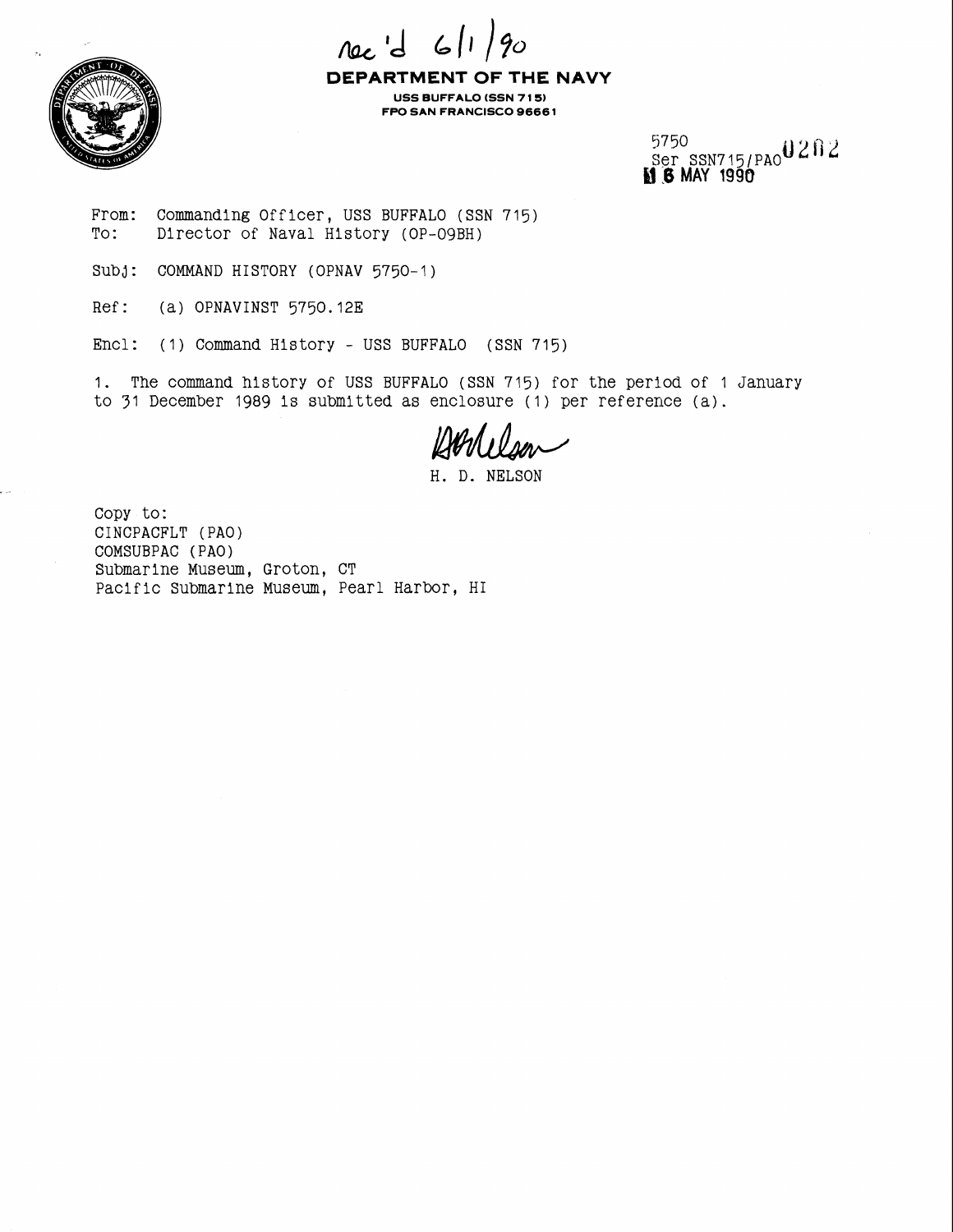rec'd 6/1/90

**DEPARTMENT OF THE NAVY**

**USS BUFFALO (SSN 715)**
**FPO SAN FRANCISCO 96661**

5750
Ser SSN715/PAO 0202
16 MAY 1990

From: Commanding Officer, USS BUFFALO (SSN 715)
To: Director of Naval History (OP-09BH)

Subj: COMMAND HISTORY (OPNAV 5750-1)

Ref: (a) OPNAVINST 5750.12E

Encl: (1) Command History - USS BUFFALO (SSN 715)

1. The command history of USS BUFFALO (SSN 715) for the period of 1 January to 31 December 1989 is submitted as enclosure (1) per reference (a).

H. D. NELSON

Copy to:
CINCPACFLT (PAO)
COMSUBPAC (PAO)
Submarine Museum, Groton, CT
Pacific Submarine Museum, Pearl Harbor, HI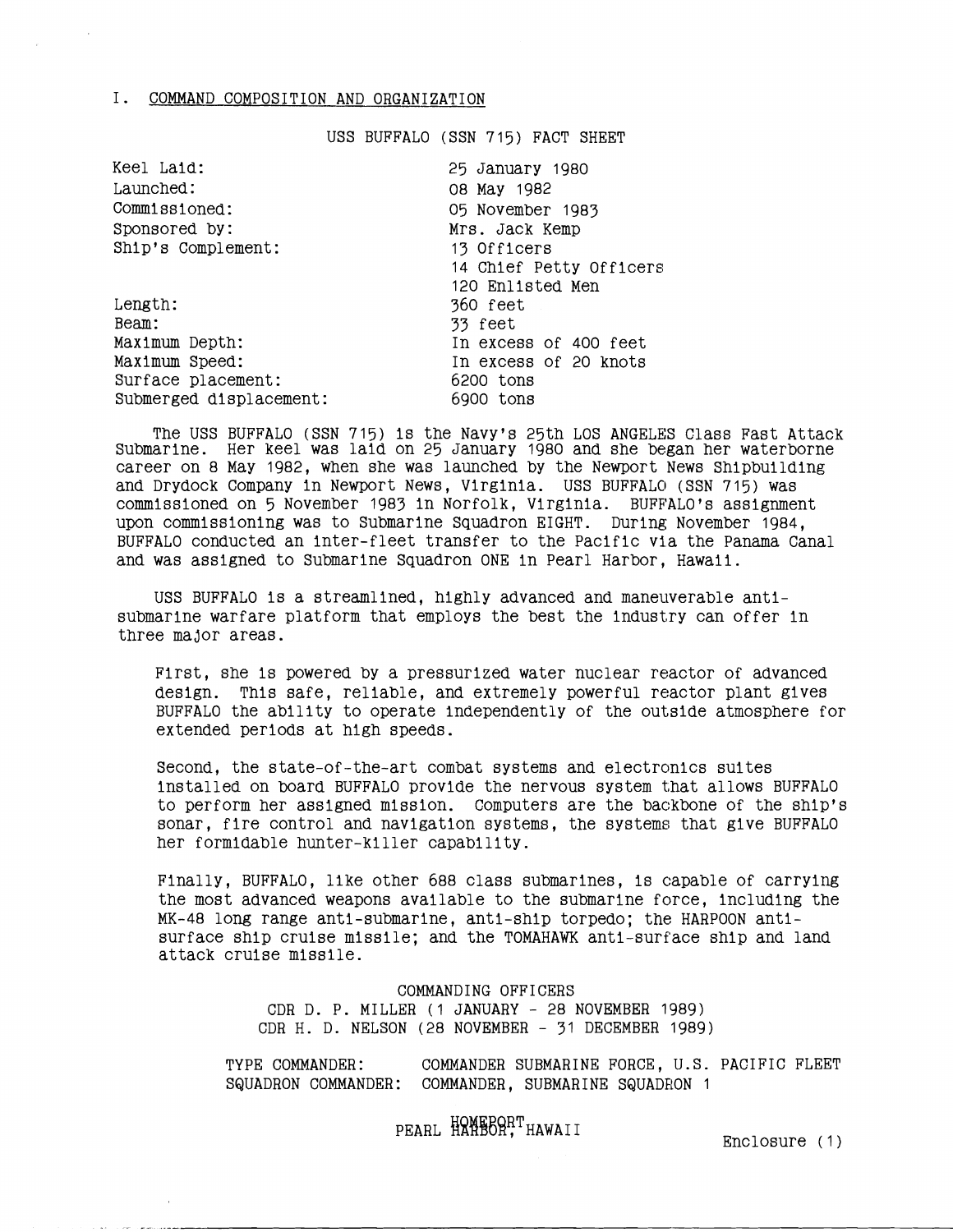I. COMMAND COMPOSITION AND ORGANIZATION

USS BUFFALO (SSN 715) FACT SHEET

| | |
|---|---|
| Keel Laid: | 25 January 1980 |
| Launched: | 08 May 1982 |
| Commissioned: | 05 November 1983 |
| Sponsored by: | Mrs. Jack Kemp |
| Ship's Complement: | 13 Officers<br>14 Chief Petty Officers<br>120 Enlisted Men |
| Length: | 360 feet |
| Beam: | 33 feet |
| Maximum Depth: | In excess of 400 feet |
| Maximum Speed: | In excess of 20 knots |
| Surface placement: | 6200 tons |
| Submerged displacement: | 6900 tons |

The USS BUFFALO (SSN 715) is the Navy's 25th LOS ANGELES Class Fast Attack Submarine. Her keel was laid on 25 January 1980 and she began her waterborne career on 8 May 1982, when she was launched by the Newport News Shipbuilding and Drydock Company in Newport News, Virginia. USS BUFFALO (SSN 715) was commissioned on 5 November 1983 in Norfolk, Virginia. BUFFALO's assignment upon commissioning was to Submarine Squadron EIGHT. During November 1984, BUFFALO conducted an inter-fleet transfer to the Pacific via the Panama Canal and was assigned to Submarine Squadron ONE in Pearl Harbor, Hawaii.

USS BUFFALO is a streamlined, highly advanced and maneuverable anti-submarine warfare platform that employs the best the industry can offer in three major areas.

First, she is powered by a pressurized water nuclear reactor of advanced design. This safe, reliable, and extremely powerful reactor plant gives BUFFALO the ability to operate independently of the outside atmosphere for extended periods at high speeds.

Second, the state-of-the-art combat systems and electronics suites installed on board BUFFALO provide the nervous system that allows BUFFALO to perform her assigned mission. Computers are the backbone of the ship's sonar, fire control and navigation systems, the systems that give BUFFALO her formidable hunter-killer capability.

Finally, BUFFALO, like other 688 class submarines, is capable of carrying the most advanced weapons available to the submarine force, including the MK-48 long range anti-submarine, anti-ship torpedo; the HARPOON anti-surface ship cruise missile; and the TOMAHAWK anti-surface ship and land attack cruise missile.

COMMANDING OFFICERS

CDR D. P. MILLER (1 JANUARY - 28 NOVEMBER 1989)

CDR H. D. NELSON (28 NOVEMBER - 31 DECEMBER 1989)

TYPE COMMANDER: COMMANDER SUBMARINE FORCE, U.S. PACIFIC FLEET

SQUADRON COMMANDER: COMMANDER, SUBMARINE SQUADRON 1

HOMEPORT

PEARL HARBOR, HAWAII

Enclosure (1)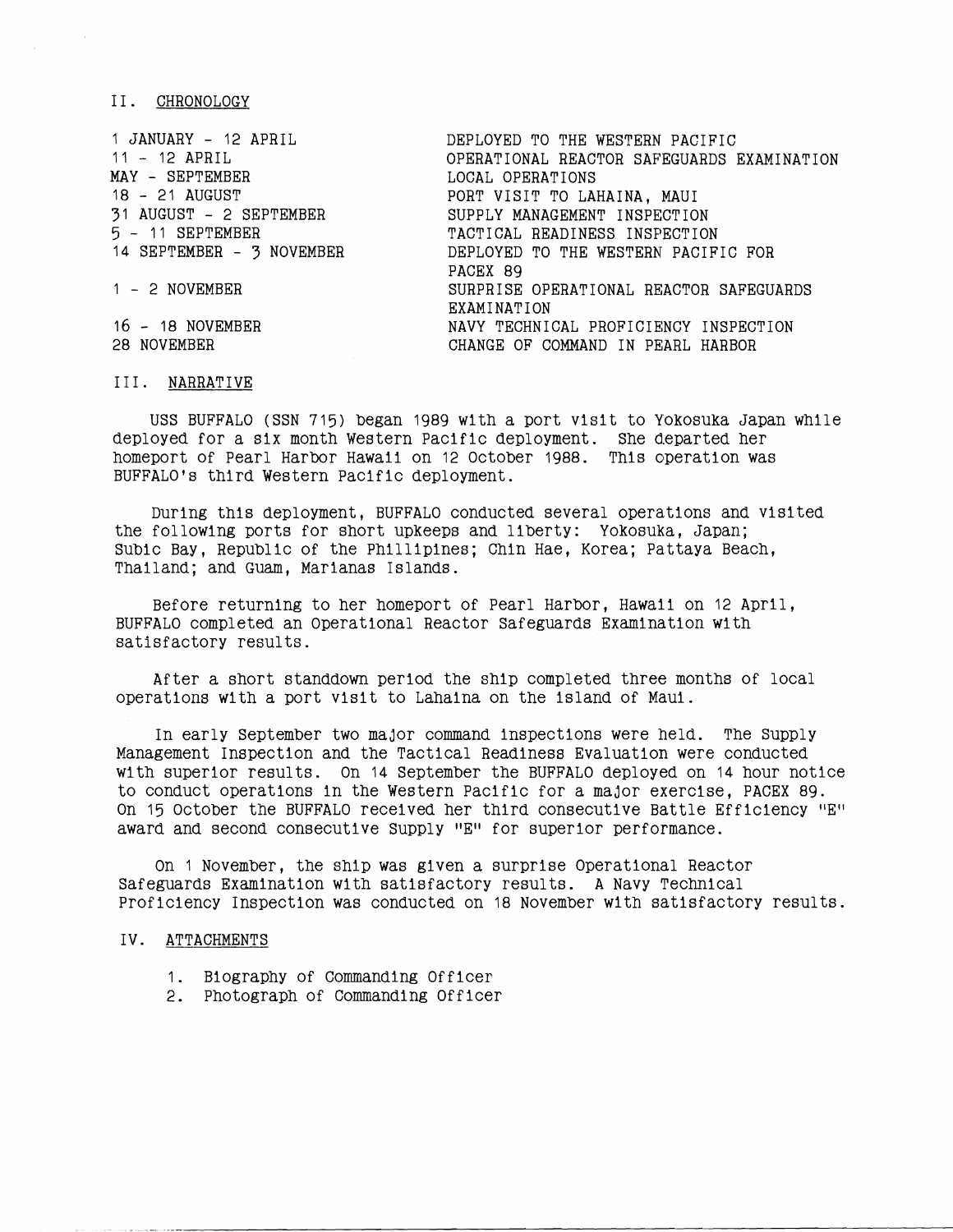## II. CHRONOLOGY

| | |
|---|---|
| 1 JANUARY - 12 APRIL | DEPLOYED TO THE WESTERN PACIFIC |
| 11 - 12 APRIL | OPERATIONAL REACTOR SAFEGUARDS EXAMINATION |
| MAY - SEPTEMBER | LOCAL OPERATIONS |
| 18 - 21 AUGUST | PORT VISIT TO LAHAINA, MAUI |
| 31 AUGUST - 2 SEPTEMBER | SUPPLY MANAGEMENT INSPECTION |
| 5 - 11 SEPTEMBER | TACTICAL READINESS INSPECTION |
| 14 SEPTEMBER - 3 NOVEMBER | DEPLOYED TO THE WESTERN PACIFIC FOR PACEX 89 |
| 1 - 2 NOVEMBER | SURPRISE OPERATIONAL REACTOR SAFEGUARDS EXAMINATION |
| 16 - 18 NOVEMBER | NAVY TECHNICAL PROFICIENCY INSPECTION |
| 28 NOVEMBER | CHANGE OF COMMAND IN PEARL HARBOR |

## III. NARRATIVE

USS BUFFALO (SSN 715) began 1989 with a port visit to Yokosuka Japan while deployed for a six month Western Pacific deployment. She departed her homeport of Pearl Harbor Hawaii on 12 October 1988. This operation was BUFFALO's third Western Pacific deployment.

During this deployment, BUFFALO conducted several operations and visited the following ports for short upkeeps and liberty: Yokosuka, Japan; Subic Bay, Republic of the Phillipines; Chin Hae, Korea; Pattaya Beach, Thailand; and Guam, Marianas Islands.

Before returning to her homeport of Pearl Harbor, Hawaii on 12 April, BUFFALO completed an Operational Reactor Safeguards Examination with satisfactory results.

After a short standdown period the ship completed three months of local operations with a port visit to Lahaina on the island of Maui.

In early September two major command inspections were held. The Supply Management Inspection and the Tactical Readiness Evaluation were conducted with superior results. On 14 September the BUFFALO deployed on 14 hour notice to conduct operations in the Western Pacific for a major exercise, PACEX 89. On 15 October the BUFFALO received her third consecutive Battle Efficiency "E" award and second consecutive Supply "E" for superior performance.

On 1 November, the ship was given a surprise Operational Reactor Safeguards Examination with satisfactory results. A Navy Technical Proficiency Inspection was conducted on 18 November with satisfactory results.

## IV. ATTACHMENTS

1. Biography of Commanding Officer
2. Photograph of Commanding Officer